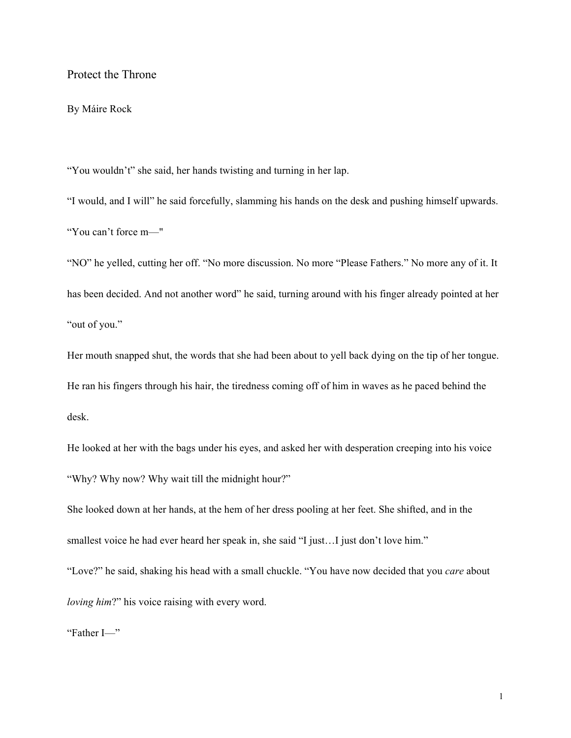# Protect the Throne

By Máire Rock

“You wouldn’t” she said, her hands twisting and turning in her lap.

“I would, and I will” he said forcefully, slamming his hands on the desk and pushing himself upwards.

“You can’t force m—"

“NO” he yelled, cutting her off. “No more discussion. No more “Please Fathers.” No more any of it. It has been decided. And not another word” he said, turning around with his finger already pointed at her “out of you.”

Her mouth snapped shut, the words that she had been about to yell back dying on the tip of her tongue. He ran his fingers through his hair, the tiredness coming off of him in waves as he paced behind the desk.

He looked at her with the bags under his eyes, and asked her with desperation creeping into his voice “Why? Why now? Why wait till the midnight hour?”

She looked down at her hands, at the hem of her dress pooling at her feet. She shifted, and in the smallest voice he had ever heard her speak in, she said “I just…I just don’t love him.”

“Love?” he said, shaking his head with a small chuckle. “You have now decided that you *care* about *loving him*?” his voice raising with every word.

“Father I—”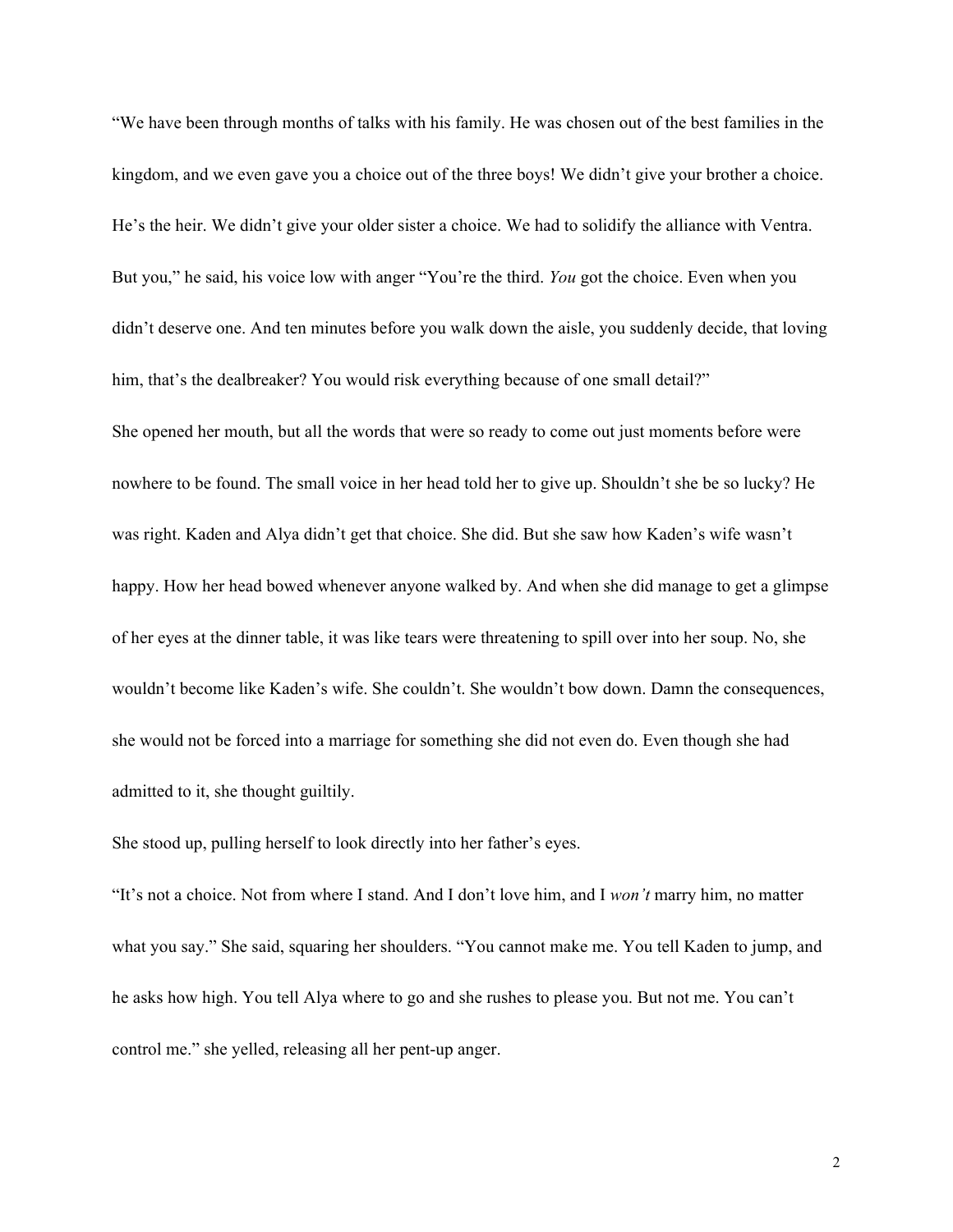"We have been through months of talks with his family. He was chosen out of the best families in the kingdom, and we even gave you a choice out of the three boys! We didn't give your brother a choice. He's the heir. We didn't give your older sister a choice. We had to solidify the alliance with Ventra. But you," he said, his voice low with anger "You're the third. *You* got the choice. Even when you didn't deserve one. And ten minutes before you walk down the aisle, you suddenly decide, that loving him, that's the dealbreaker? You would risk everything because of one small detail?"

She opened her mouth, but all the words that were so ready to come out just moments before were nowhere to be found. The small voice in her head told her to give up. Shouldn't she be so lucky? He was right. Kaden and Alya didn't get that choice. She did. But she saw how Kaden's wife wasn't happy. How her head bowed whenever anyone walked by. And when she did manage to get a glimpse of her eyes at the dinner table, it was like tears were threatening to spill over into her soup. No, she wouldn't become like Kaden's wife. She couldn't. She wouldn't bow down. Damn the consequences, she would not be forced into a marriage for something she did not even do. Even though she had admitted to it, she thought guiltily.

She stood up, pulling herself to look directly into her father's eyes.

"It's not a choice. Not from where I stand. And I don't love him, and I *won't* marry him, no matter what you say." She said, squaring her shoulders. "You cannot make me. You tell Kaden to jump, and he asks how high. You tell Alya where to go and she rushes to please you. But not me. You can't control me." she yelled, releasing all her pent-up anger.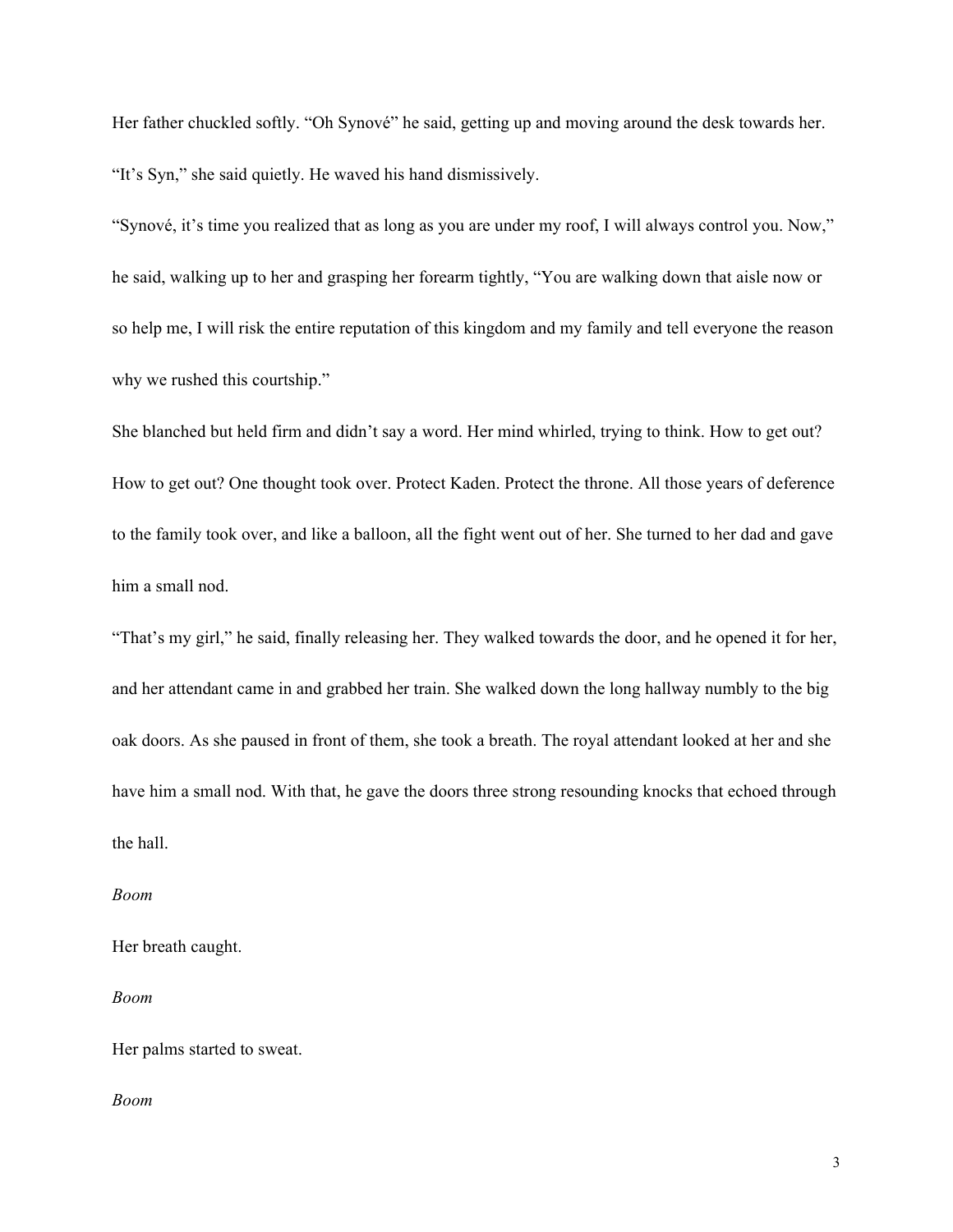Her father chuckled softly. “Oh Synové” he said, getting up and moving around the desk towards her.

“It’s Syn,” she said quietly. He waved his hand dismissively.

“Synové, it’s time you realized that as long as you are under my roof, I will always control you. Now,” he said, walking up to her and grasping her forearm tightly, “You are walking down that aisle now or so help me, I will risk the entire reputation of this kingdom and my family and tell everyone the reason why we rushed this courtship.”

She blanched but held firm and didn’t say a word. Her mind whirled, trying to think. How to get out? How to get out? One thought took over. Protect Kaden. Protect the throne. All those years of deference to the family took over, and like a balloon, all the fight went out of her. She turned to her dad and gave him a small nod.

“That’s my girl,” he said, finally releasing her. They walked towards the door, and he opened it for her, and her attendant came in and grabbed her train. She walked down the long hallway numbly to the big oak doors. As she paused in front of them, she took a breath. The royal attendant looked at her and she have him a small nod. With that, he gave the doors three strong resounding knocks that echoed through the hall.

*Boom*

Her breath caught.

*Boom*

Her palms started to sweat.

*Boom*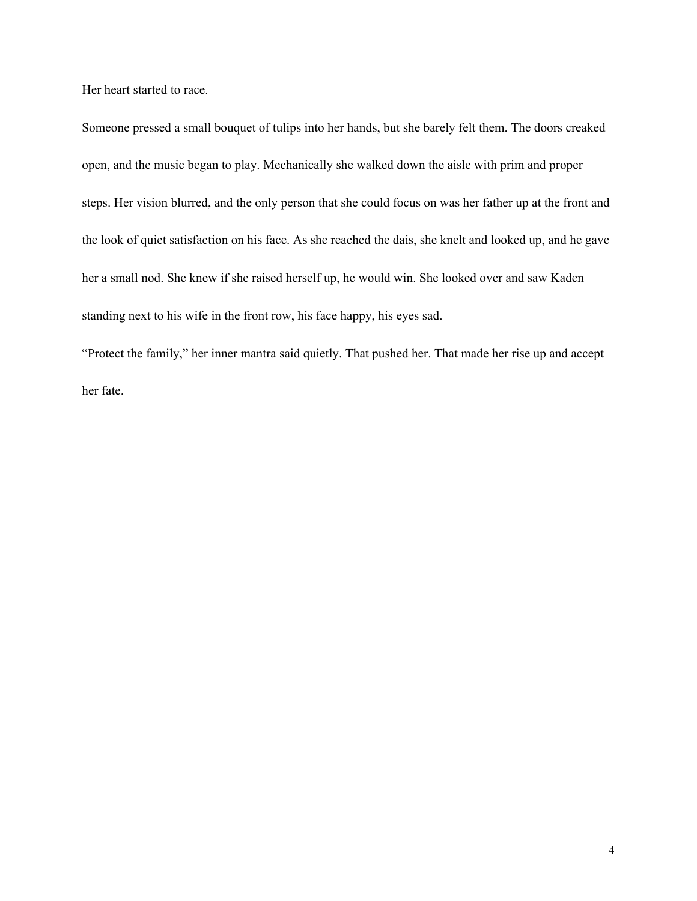Her heart started to race.

Someone pressed a small bouquet of tulips into her hands, but she barely felt them. The doors creaked open, and the music began to play. Mechanically she walked down the aisle with prim and proper steps. Her vision blurred, and the only person that she could focus on was her father up at the front and the look of quiet satisfaction on his face. As she reached the dais, she knelt and looked up, and he gave her a small nod. She knew if she raised herself up, he would win. She looked over and saw Kaden standing next to his wife in the front row, his face happy, his eyes sad.

“Protect the family,” her inner mantra said quietly. That pushed her. That made her rise up and accept her fate.